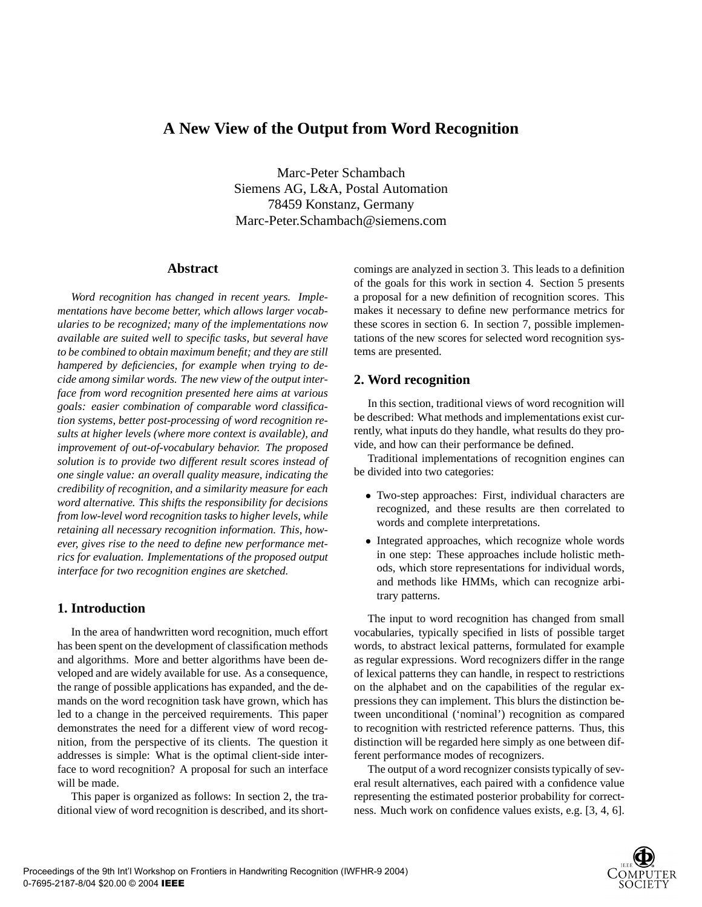# A New View of the Output from Word Recognition

Marc-Peter Schambach
Siemens AG, L&A, Postal Automation
78459 Konstanz, Germany
Marc-Peter.Schambach@siemens.com

## Abstract

*Word recognition has changed in recent years. Implementations have become better, which allows larger vocabularies to be recognized; many of the implementations now available are suited well to specific tasks, but several have to be combined to obtain maximum benefit; and they are still hampered by deficiencies, for example when trying to decide among similar words. The new view of the output interface from word recognition presented here aims at various goals: easier combination of comparable word classification systems, better post-processing of word recognition results at higher levels (where more context is available), and improvement of out-of-vocabulary behavior. The proposed solution is to provide two different result scores instead of one single value: an overall quality measure, indicating the credibility of recognition, and a similarity measure for each word alternative. This shifts the responsibility for decisions from low-level word recognition tasks to higher levels, while retaining all necessary recognition information. This, however, gives rise to the need to define new performance metrics for evaluation. Implementations of the proposed output interface for two recognition engines are sketched.*

## 1. Introduction

In the area of handwritten word recognition, much effort has been spent on the development of classification methods and algorithms. More and better algorithms have been developed and are widely available for use. As a consequence, the range of possible applications has expanded, and the demands on the word recognition task have grown, which has led to a change in the perceived requirements. This paper demonstrates the need for a different view of word recognition, from the perspective of its clients. The question it addresses is simple: What is the optimal client-side interface to word recognition? A proposal for such an interface will be made.

This paper is organized as follows: In section 2, the traditional view of word recognition is described, and its shortcomings are analyzed in section 3. This leads to a definition of the goals for this work in section 4. Section 5 presents a proposal for a new definition of recognition scores. This makes it necessary to define new performance metrics for these scores in section 6. In section 7, possible implementations of the new scores for selected word recognition systems are presented.

## 2. Word recognition

In this section, traditional views of word recognition will be described: What methods and implementations exist currently, what inputs do they handle, what results do they provide, and how can their performance be defined.

Traditional implementations of recognition engines can be divided into two categories:

- Two-step approaches: First, individual characters are recognized, and these results are then correlated to words and complete interpretations.
- Integrated approaches, which recognize whole words in one step: These approaches include holistic methods, which store representations for individual words, and methods like HMMs, which can recognize arbitrary patterns.

The input to word recognition has changed from small vocabularies, typically specified in lists of possible target words, to abstract lexical patterns, formulated for example as regular expressions. Word recognizers differ in the range of lexical patterns they can handle, in respect to restrictions on the alphabet and on the capabilities of the regular expressions they can implement. This blurs the distinction between unconditional ('nominal') recognition as compared to recognition with restricted reference patterns. Thus, this distinction will be regarded here simply as one between different performance modes of recognizers.

The output of a word recognizer consists typically of several result alternatives, each paired with a confidence value representing the estimated posterior probability for correctness. Much work on confidence values exists, e.g. [3, 4, 6].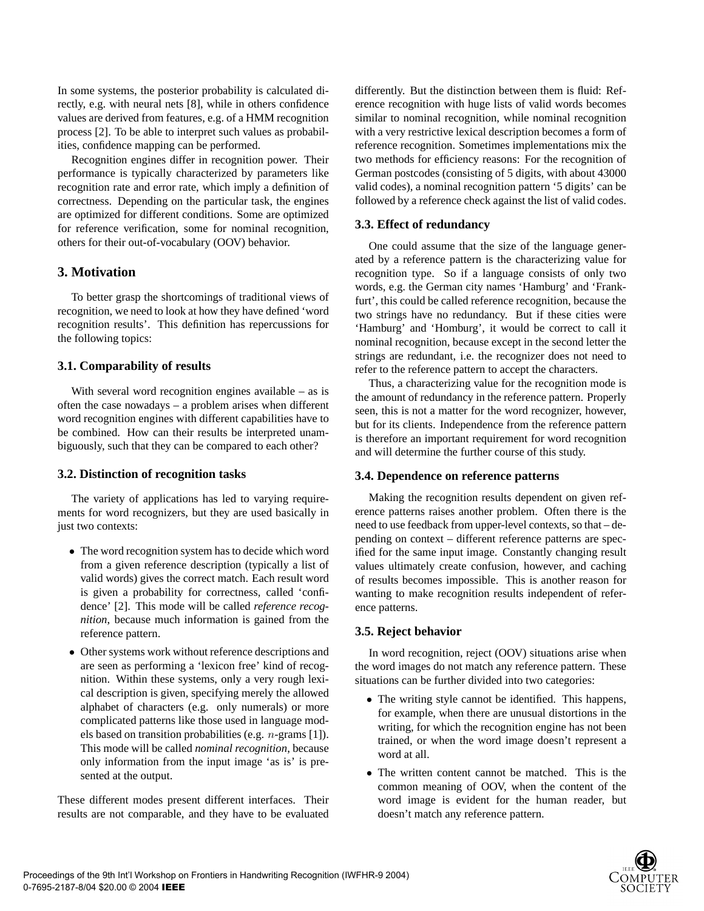In some systems, the posterior probability is calculated directly, e.g. with neural nets [8], while in others confidence values are derived from features, e.g. of a HMM recognition process [2]. To be able to interpret such values as probabilities, confidence mapping can be performed.

Recognition engines differ in recognition power. Their performance is typically characterized by parameters like recognition rate and error rate, which imply a definition of correctness. Depending on the particular task, the engines are optimized for different conditions. Some are optimized for reference verification, some for nominal recognition, others for their out-of-vocabulary (OOV) behavior.

## 3. Motivation

To better grasp the shortcomings of traditional views of recognition, we need to look at how they have defined 'word recognition results'. This definition has repercussions for the following topics:

### 3.1. Comparability of results

With several word recognition engines available – as is often the case nowadays – a problem arises when different word recognition engines with different capabilities have to be combined. How can their results be interpreted unambiguously, such that they can be compared to each other?

### 3.2. Distinction of recognition tasks

The variety of applications has led to varying requirements for word recognizers, but they are used basically in just two contexts:

- The word recognition system has to decide which word from a given reference description (typically a list of valid words) gives the correct match. Each result word is given a probability for correctness, called 'confidence' [2]. This mode will be called *reference recognition*, because much information is gained from the reference pattern.
- Other systems work without reference descriptions and are seen as performing a 'lexicon free' kind of recognition. Within these systems, only a very rough lexical description is given, specifying merely the allowed alphabet of characters (e.g. only numerals) or more complicated patterns like those used in language models based on transition probabilities (e.g. $n$-grams [1]). This mode will be called *nominal recognition*, because only information from the input image 'as is' is presented at the output.

These different modes present different interfaces. Their results are not comparable, and they have to be evaluated differently. But the distinction between them is fluid: Reference recognition with huge lists of valid words becomes similar to nominal recognition, while nominal recognition with a very restrictive lexical description becomes a form of reference recognition. Sometimes implementations mix the two methods for efficiency reasons: For the recognition of German postcodes (consisting of 5 digits, with about 43000 valid codes), a nominal recognition pattern '5 digits' can be followed by a reference check against the list of valid codes.

### 3.3. Effect of redundancy

One could assume that the size of the language generated by a reference pattern is the characterizing value for recognition type. So if a language consists of only two words, e.g. the German city names 'Hamburg' and 'Frankfurt', this could be called reference recognition, because the two strings have no redundancy. But if these cities were 'Hamburg' and 'Homburg', it would be correct to call it nominal recognition, because except in the second letter the strings are redundant, i.e. the recognizer does not need to refer to the reference pattern to accept the characters.

Thus, a characterizing value for the recognition mode is the amount of redundancy in the reference pattern. Properly seen, this is not a matter for the word recognizer, however, but for its clients. Independence from the reference pattern is therefore an important requirement for word recognition and will determine the further course of this study.

### 3.4. Dependence on reference patterns

Making the recognition results dependent on given reference patterns raises another problem. Often there is the need to use feedback from upper-level contexts, so that – depending on context – different reference patterns are specified for the same input image. Constantly changing result values ultimately create confusion, however, and caching of results becomes impossible. This is another reason for wanting to make recognition results independent of reference patterns.

### 3.5. Reject behavior

In word recognition, reject (OOV) situations arise when the word images do not match any reference pattern. These situations can be further divided into two categories:

- The writing style cannot be identified. This happens, for example, when there are unusual distortions in the writing, for which the recognition engine has not been trained, or when the word image doesn't represent a word at all.
- The written content cannot be matched. This is the common meaning of OOV, when the content of the word image is evident for the human reader, but doesn't match any reference pattern.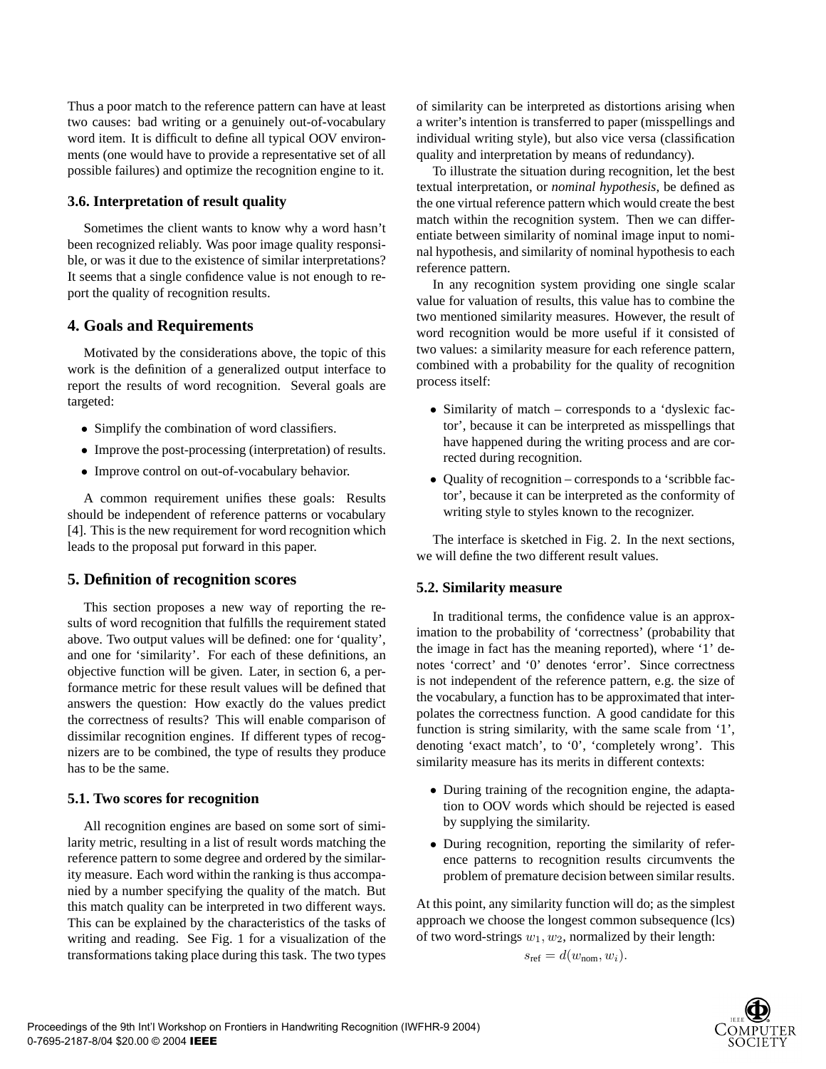Thus a poor match to the reference pattern can have at least two causes: bad writing or a genuinely out-of-vocabulary word item. It is difficult to define all typical OOV environments (one would have to provide a representative set of all possible failures) and optimize the recognition engine to it.

### 3.6. Interpretation of result quality

Sometimes the client wants to know why a word hasn't been recognized reliably. Was poor image quality responsible, or was it due to the existence of similar interpretations? It seems that a single confidence value is not enough to report the quality of recognition results.

## 4. Goals and Requirements

Motivated by the considerations above, the topic of this work is the definition of a generalized output interface to report the results of word recognition. Several goals are targeted:

- Simplify the combination of word classifiers.
- Improve the post-processing (interpretation) of results.
- Improve control on out-of-vocabulary behavior.

A common requirement unifies these goals: Results should be independent of reference patterns or vocabulary [4]. This is the new requirement for word recognition which leads to the proposal put forward in this paper.

## 5. Definition of recognition scores

This section proposes a new way of reporting the results of word recognition that fulfills the requirement stated above. Two output values will be defined: one for 'quality', and one for 'similarity'. For each of these definitions, an objective function will be given. Later, in section 6, a performance metric for these result values will be defined that answers the question: How exactly do the values predict the correctness of results? This will enable comparison of dissimilar recognition engines. If different types of recognizers are to be combined, the type of results they produce has to be the same.

### 5.1. Two scores for recognition

All recognition engines are based on some sort of similarity metric, resulting in a list of result words matching the reference pattern to some degree and ordered by the similarity measure. Each word within the ranking is thus accompanied by a number specifying the quality of the match. But this match quality can be interpreted in two different ways. This can be explained by the characteristics of the tasks of writing and reading. See Fig. 1 for a visualization of the transformations taking place during this task. The two types of similarity can be interpreted as distortions arising when a writer's intention is transferred to paper (misspellings and individual writing style), but also vice versa (classification quality and interpretation by means of redundancy).

To illustrate the situation during recognition, let the best textual interpretation, or *nominal hypothesis*, be defined as the one virtual reference pattern which would create the best match within the recognition system. Then we can differentiate between similarity of nominal image input to nominal hypothesis, and similarity of nominal hypothesis to each reference pattern.

In any recognition system providing one single scalar value for valuation of results, this value has to combine the two mentioned similarity measures. However, the result of word recognition would be more useful if it consisted of two values: a similarity measure for each reference pattern, combined with a probability for the quality of recognition process itself:

- Similarity of match – corresponds to a 'dyslexic factor', because it can be interpreted as misspellings that have happened during the writing process and are corrected during recognition.
- Quality of recognition – corresponds to a 'scribble factor', because it can be interpreted as the conformity of writing style to styles known to the recognizer.

The interface is sketched in Fig. 2. In the next sections, we will define the two different result values.

### 5.2. Similarity measure

In traditional terms, the confidence value is an approximation to the probability of 'correctness' (probability that the image in fact has the meaning reported), where '1' denotes 'correct' and '0' denotes 'error'. Since correctness is not independent of the reference pattern, e.g. the size of the vocabulary, a function has to be approximated that interpolates the correctness function. A good candidate for this function is string similarity, with the same scale from '1', denoting 'exact match', to '0', 'completely wrong'. This similarity measure has its merits in different contexts:

- During training of the recognition engine, the adaptation to OOV words which should be rejected is eased by supplying the similarity.
- During recognition, reporting the similarity of reference patterns to recognition results circumvents the problem of premature decision between similar results.

At this point, any similarity function will do; as the simplest approach we choose the longest common subsequence (lcs) of two word-strings $w_1, w_2$, normalized by their length:

$$s_{\text{ref}} = d(w_{\text{nom}}, w_i).$$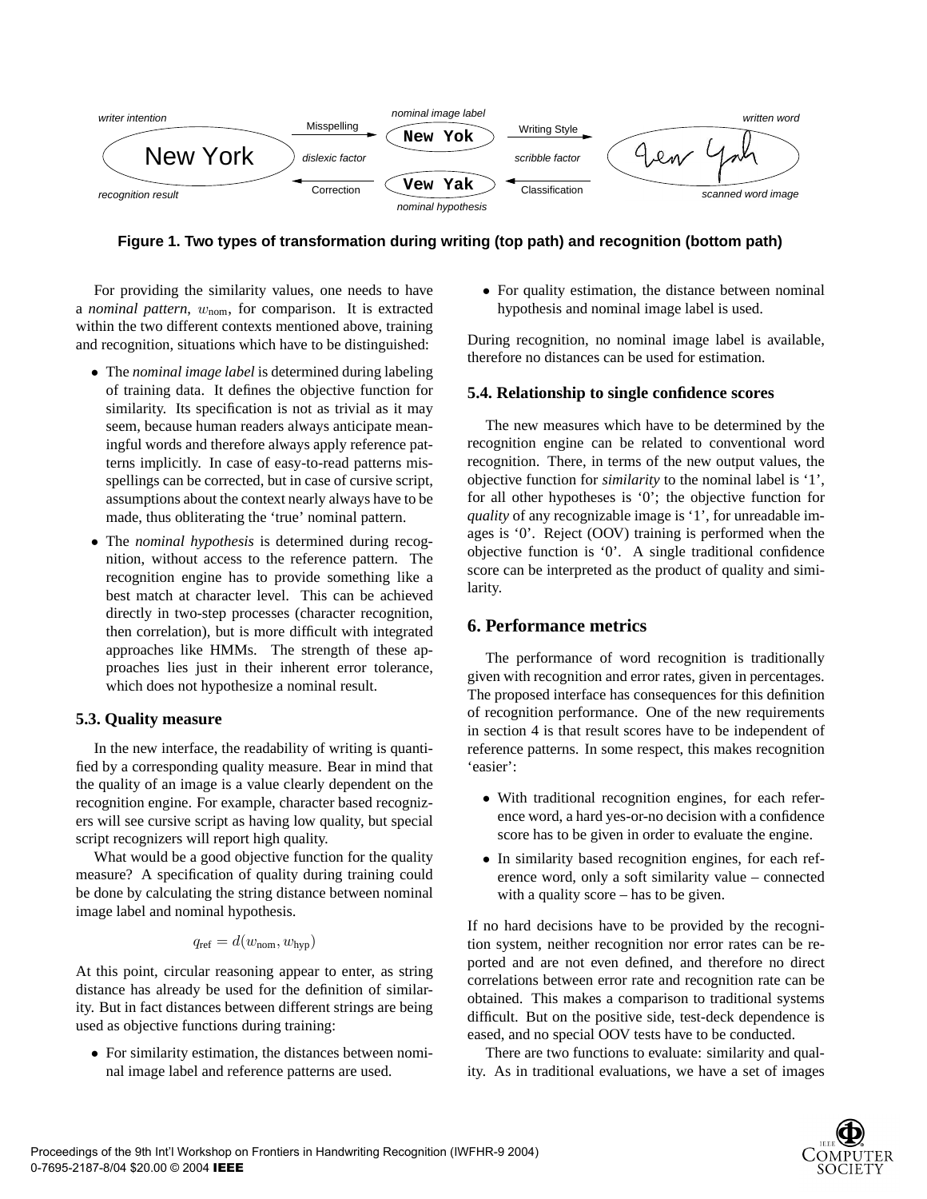**Figure 1. Two types of transformation during writing (top path) and recognition (bottom path)**

For providing the similarity values, one needs to have a *nominal pattern*, $w_{\text{nom}}$, for comparison. It is extracted within the two different contexts mentioned above, training and recognition, situations which have to be distinguished:

- The *nominal image label* is determined during labeling of training data. It defines the objective function for similarity. Its specification is not as trivial as it may seem, because human readers always anticipate meaningful words and therefore always apply reference patterns implicitly. In case of easy-to-read patterns misspellings can be corrected, but in case of cursive script, assumptions about the context nearly always have to be made, thus obliterating the 'true' nominal pattern.
- The *nominal hypothesis* is determined during recognition, without access to the reference pattern. The recognition engine has to provide something like a best match at character level. This can be achieved directly in two-step processes (character recognition, then correlation), but is more difficult with integrated approaches like HMMs. The strength of these approaches lies just in their inherent error tolerance, which does not hypothesize a nominal result.

### 5.3. Quality measure

In the new interface, the readability of writing is quantified by a corresponding quality measure. Bear in mind that the quality of an image is a value clearly dependent on the recognition engine. For example, character based recognizers will see cursive script as having low quality, but special script recognizers will report high quality.

What would be a good objective function for the quality measure? A specification of quality during training could be done by calculating the string distance between nominal image label and nominal hypothesis.

$$q_{\text{ref}} = d(w_{\text{nom}}, w_{\text{hyp}})$$

At this point, circular reasoning appear to enter, as string distance has already be used for the definition of similarity. But in fact distances between different strings are being used as objective functions during training:

- For similarity estimation, the distances between nominal image label and reference patterns are used.
- For quality estimation, the distance between nominal hypothesis and nominal image label is used.

During recognition, no nominal image label is available, therefore no distances can be used for estimation.

### 5.4. Relationship to single confidence scores

The new measures which have to be determined by the recognition engine can be related to conventional word recognition. There, in terms of the new output values, the objective function for *similarity* to the nominal label is '1', for all other hypotheses is '0'; the objective function for *quality* of any recognizable image is '1', for unreadable images is '0'. Reject (OOV) training is performed when the objective function is '0'. A single traditional confidence score can be interpreted as the product of quality and similarity.

## 6. Performance metrics

The performance of word recognition is traditionally given with recognition and error rates, given in percentages. The proposed interface has consequences for this definition of recognition performance. One of the new requirements in section 4 is that result scores have to be independent of reference patterns. In some respect, this makes recognition 'easier':

- With traditional recognition engines, for each reference word, a hard yes-or-no decision with a confidence score has to be given in order to evaluate the engine.
- In similarity based recognition engines, for each reference word, only a soft similarity value – connected with a quality score – has to be given.

If no hard decisions have to be provided by the recognition system, neither recognition nor error rates can be reported and are not even defined, and therefore no direct correlations between error rate and recognition rate can be obtained. This makes a comparison to traditional systems difficult. But on the positive side, test-deck dependence is eased, and no special OOV tests have to be conducted.

There are two functions to evaluate: similarity and quality. As in traditional evaluations, we have a set of images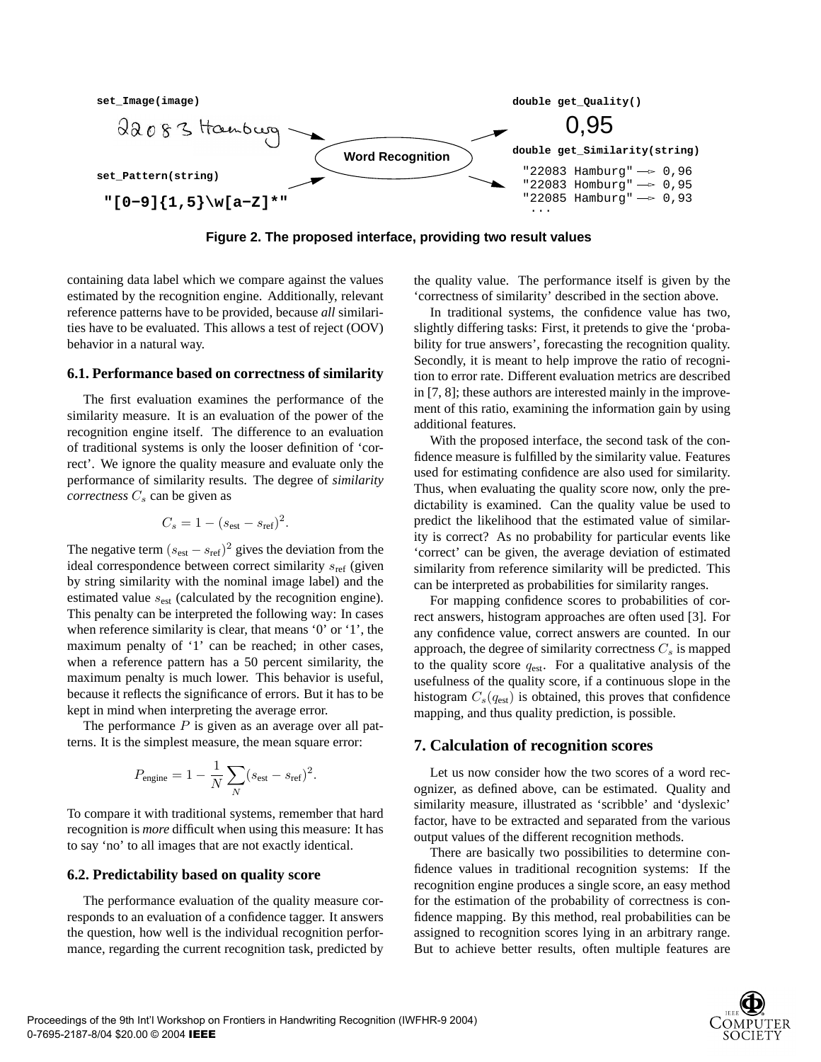set_Image(image)

double get_Quality()

0,95

Word Recognition

double get_Similarity(string)

set_Pattern(string)

"[0−9]{1,5}\w[a−Z]*"

```
"22083 Hamburg" —▹ 0,96
"22083 Homburg" —▹ 0,95
"22085 Hamburg" —▹ 0,93
 ...
```

**Figure 2. The proposed interface, providing two result values**

containing data label which we compare against the values estimated by the recognition engine. Additionally, relevant reference patterns have to be provided, because *all* similarities have to be evaluated. This allows a test of reject (OOV) behavior in a natural way.

### 6.1. Performance based on correctness of similarity

The first evaluation examines the performance of the similarity measure. It is an evaluation of the power of the recognition engine itself. The difference to an evaluation of traditional systems is only the looser definition of 'correct'. We ignore the quality measure and evaluate only the performance of similarity results. The degree of *similarity correctness* $C_s$ can be given as

$$C_s = 1 - (s_{\text{est}} - s_{\text{ref}})^2.$$

The negative term $(s_{\text{est}} - s_{\text{ref}})^2$ gives the deviation from the ideal correspondence between correct similarity $s_{\text{ref}}$ (given by string similarity with the nominal image label) and the estimated value $s_{\text{est}}$ (calculated by the recognition engine). This penalty can be interpreted the following way: In cases when reference similarity is clear, that means '0' or '1', the maximum penalty of '1' can be reached; in other cases, when a reference pattern has a 50 percent similarity, the maximum penalty is much lower. This behavior is useful, because it reflects the significance of errors. But it has to be kept in mind when interpreting the average error.

The performance $P$ is given as an average over all patterns. It is the simplest measure, the mean square error:

$$P_{\text{engine}} = 1 - \frac{1}{N} \sum_{N} (s_{\text{est}} - s_{\text{ref}})^2.$$

To compare it with traditional systems, remember that hard recognition is *more* difficult when using this measure: It has to say 'no' to all images that are not exactly identical.

### 6.2. Predictability based on quality score

The performance evaluation of the quality measure corresponds to an evaluation of a confidence tagger. It answers the question, how well is the individual recognition performance, regarding the current recognition task, predicted by the quality value. The performance itself is given by the 'correctness of similarity' described in the section above.

In traditional systems, the confidence value has two, slightly differing tasks: First, it pretends to give the 'probability for true answers', forecasting the recognition quality. Secondly, it is meant to help improve the ratio of recognition to error rate. Different evaluation metrics are described in [7, 8]; these authors are interested mainly in the improvement of this ratio, examining the information gain by using additional features.

With the proposed interface, the second task of the confidence measure is fulfilled by the similarity value. Features used for estimating confidence are also used for similarity. Thus, when evaluating the quality score now, only the predictability is examined. Can the quality value be used to predict the likelihood that the estimated value of similarity is correct? As no probability for particular events like 'correct' can be given, the average deviation of estimated similarity from reference similarity will be predicted. This can be interpreted as probabilities for similarity ranges.

For mapping confidence scores to probabilities of correct answers, histogram approaches are often used [3]. For any confidence value, correct answers are counted. In our approach, the degree of similarity correctness $C_s$ is mapped to the quality score $q_{\text{est}}$. For a qualitative analysis of the usefulness of the quality score, if a continuous slope in the histogram $C_s(q_{\text{est}})$ is obtained, this proves that confidence mapping, and thus quality prediction, is possible.

## 7. Calculation of recognition scores

Let us now consider how the two scores of a word recognizer, as defined above, can be estimated. Quality and similarity measure, illustrated as 'scribble' and 'dyslexic' factor, have to be extracted and separated from the various output values of the different recognition methods.

There are basically two possibilities to determine confidence values in traditional recognition systems: If the recognition engine produces a single score, an easy method for the estimation of the probability of correctness is confidence mapping. By this method, real probabilities can be assigned to recognition scores lying in an arbitrary range. But to achieve better results, often multiple features are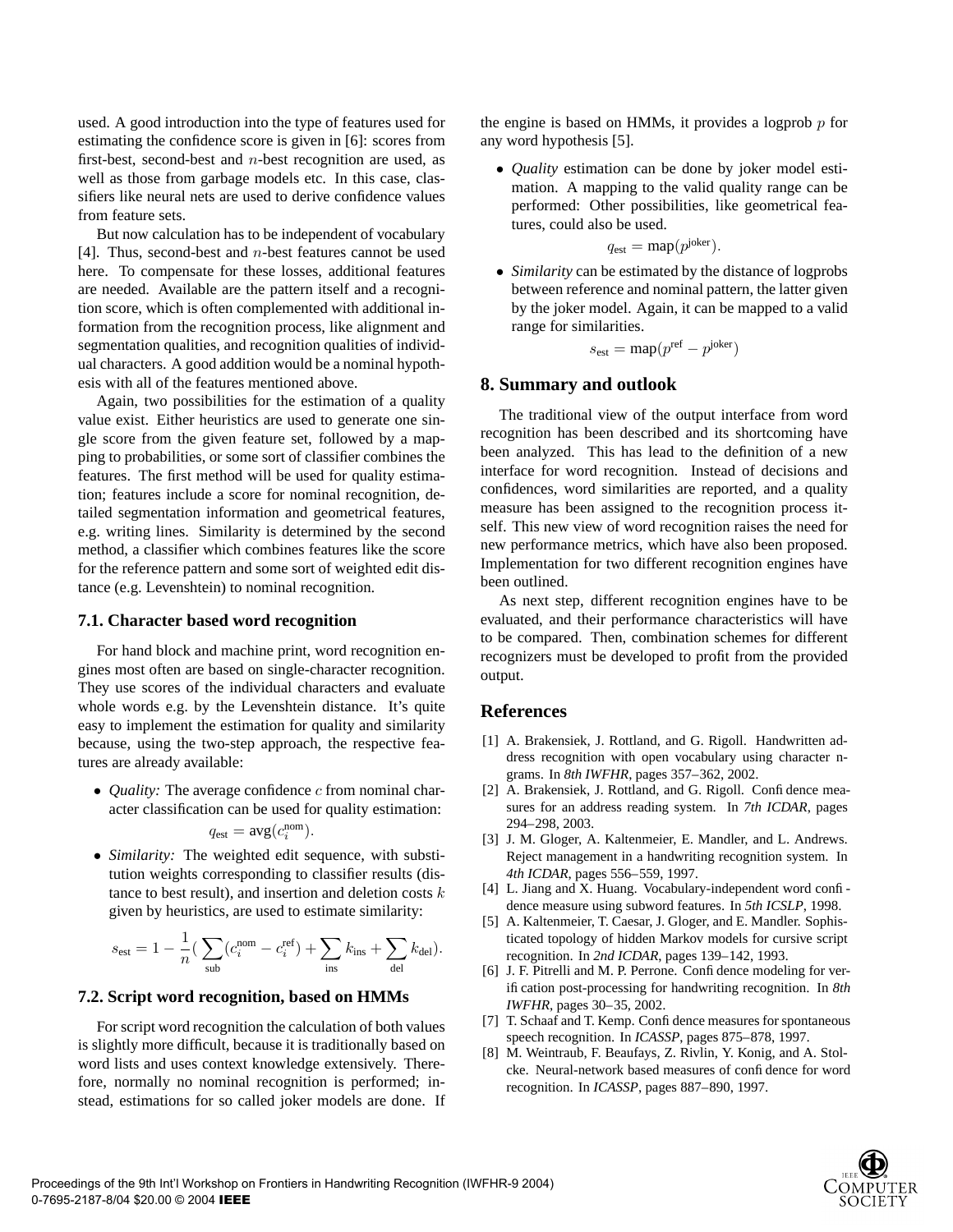used. A good introduction into the type of features used for estimating the confidence score is given in [6]: scores from first-best, second-best and $n$-best recognition are used, as well as those from garbage models etc. In this case, classifiers like neural nets are used to derive confidence values from feature sets.

But now calculation has to be independent of vocabulary [4]. Thus, second-best and $n$-best features cannot be used here. To compensate for these losses, additional features are needed. Available are the pattern itself and a recognition score, which is often complemented with additional information from the recognition process, like alignment and segmentation qualities, and recognition qualities of individual characters. A good addition would be a nominal hypothesis with all of the features mentioned above.

Again, two possibilities for the estimation of a quality value exist. Either heuristics are used to generate one single score from the given feature set, followed by a mapping to probabilities, or some sort of classifier combines the features. The first method will be used for quality estimation; features include a score for nominal recognition, detailed segmentation information and geometrical features, e.g. writing lines. Similarity is determined by the second method, a classifier which combines features like the score for the reference pattern and some sort of weighted edit distance (e.g. Levenshtein) to nominal recognition.

### 7.1. Character based word recognition

For hand block and machine print, word recognition engines most often are based on single-character recognition. They use scores of the individual characters and evaluate whole words e.g. by the Levenshtein distance. It's quite easy to implement the estimation for quality and similarity because, using the two-step approach, the respective features are already available:

- *Quality:* The average confidence $c$ from nominal character classification can be used for quality estimation:
$$q_{\text{est}} = \text{avg}(c_i^{\text{nom}}).$$
- *Similarity:* The weighted edit sequence, with substitution weights corresponding to classifier results (distance to best result), and insertion and deletion costs $k$ given by heuristics, are used to estimate similarity:
$$s_{\text{est}} = 1 - \frac{1}{n}\left(\sum_{\text{sub}}(c_i^{\text{nom}} - c_i^{\text{ref}}) + \sum_{\text{ins}} k_{\text{ins}} + \sum_{\text{del}} k_{\text{del}}\right).$$

### 7.2. Script word recognition, based on HMMs

For script word recognition the calculation of both values is slightly more difficult, because it is traditionally based on word lists and uses context knowledge extensively. Therefore, normally no nominal recognition is performed; instead, estimations for so called joker models are done. If the engine is based on HMMs, it provides a logprob $p$ for any word hypothesis [5].

- *Quality* estimation can be done by joker model estimation. A mapping to the valid quality range can be performed: Other possibilities, like geometrical features, could also be used.
$$q_{\text{est}} = \text{map}(p^{\text{joker}}).$$
- *Similarity* can be estimated by the distance of logprobs between reference and nominal pattern, the latter given by the joker model. Again, it can be mapped to a valid range for similarities.
$$s_{\text{est}} = \text{map}(p^{\text{ref}} - p^{\text{joker}})$$

## 8. Summary and outlook

The traditional view of the output interface from word recognition has been described and its shortcoming have been analyzed. This has lead to the definition of a new interface for word recognition. Instead of decisions and confidences, word similarities are reported, and a quality measure has been assigned to the recognition process itself. This new view of word recognition raises the need for new performance metrics, which have also been proposed. Implementation for two different recognition engines have been outlined.

As next step, different recognition engines have to be evaluated, and their performance characteristics will have to be compared. Then, combination schemes for different recognizers must be developed to profit from the provided output.

## References

[1] A. Brakensiek, J. Rottland, and G. Rigoll. Handwritten address recognition with open vocabulary using character n-grams. In *8th IWFHR*, pages 357–362, 2002.

[2] A. Brakensiek, J. Rottland, and G. Rigoll. Confidence measures for an address reading system. In *7th ICDAR*, pages 294–298, 2003.

[3] J. M. Gloger, A. Kaltenmeier, E. Mandler, and L. Andrews. Reject management in a handwriting recognition system. In *4th ICDAR*, pages 556–559, 1997.

[4] L. Jiang and X. Huang. Vocabulary-independent word confidence measure using subword features. In *5th ICSLP*, 1998.

[5] A. Kaltenmeier, T. Caesar, J. Gloger, and E. Mandler. Sophisticated topology of hidden Markov models for cursive script recognition. In *2nd ICDAR*, pages 139–142, 1993.

[6] J. F. Pitrelli and M. P. Perrone. Confidence modeling for verification post-processing for handwriting recognition. In *8th IWFHR*, pages 30–35, 2002.

[7] T. Schaaf and T. Kemp. Confidence measures for spontaneous speech recognition. In *ICASSP*, pages 875–878, 1997.

[8] M. Weintraub, F. Beaufays, Z. Rivlin, Y. Konig, and A. Stolcke. Neural-network based measures of confidence for word recognition. In *ICASSP*, pages 887–890, 1997.